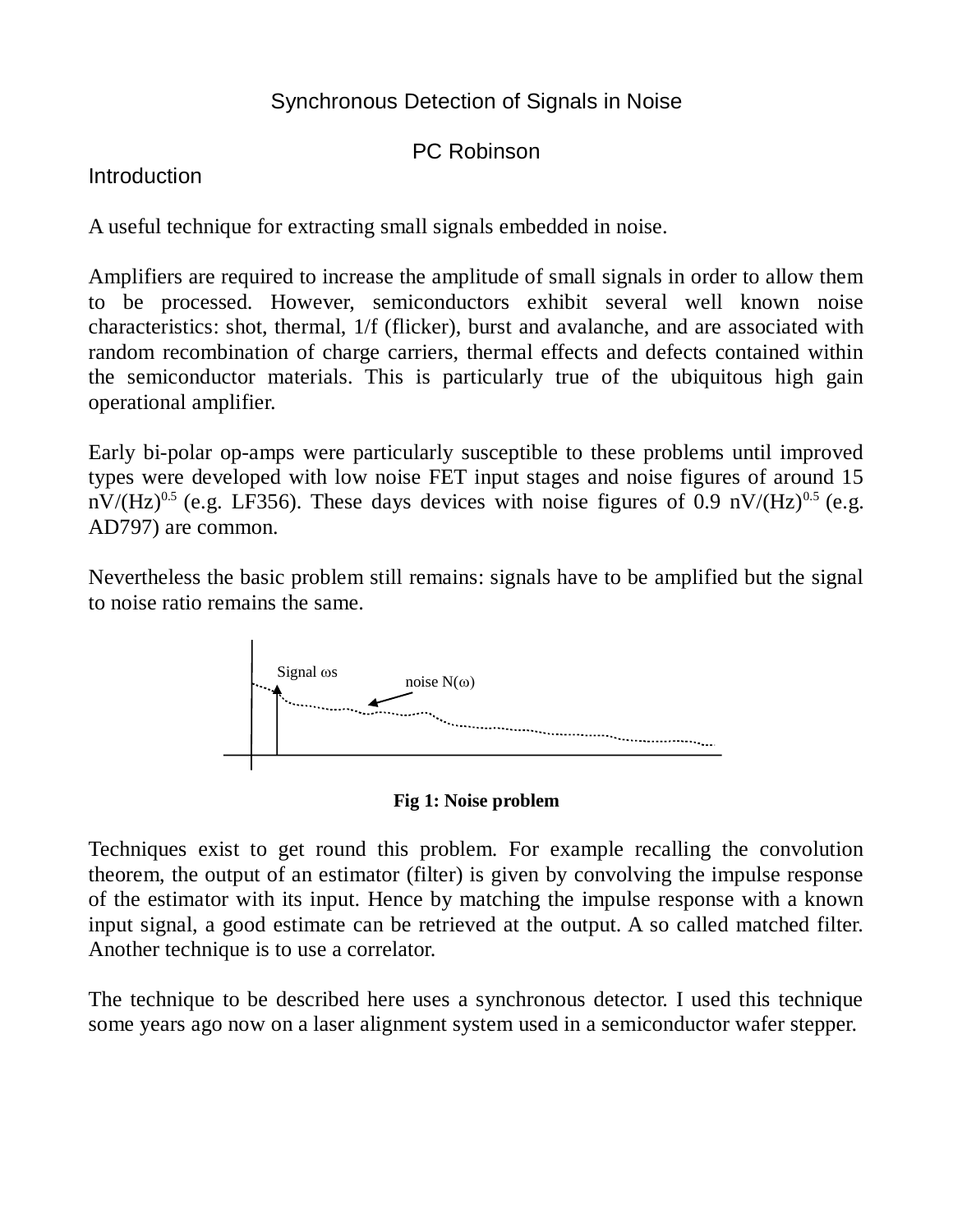# Synchronous Detection of Signals in Noise

PC Robinson

## Introduction

A useful technique for extracting small signals embedded in noise.

Amplifiers are required to increase the amplitude of small signals in order to allow them to be processed. However, semiconductors exhibit several well known noise characteristics: shot, thermal, 1/f (flicker), burst and avalanche, and are associated with random recombination of charge carriers, thermal effects and defects contained within the semiconductor materials. This is particularly true of the ubiquitous high gain operational amplifier.

Early bi-polar op-amps were particularly susceptible to these problems until improved types were developed with low noise FET input stages and noise figures of around 15 $nV/(Hz)^{0.5}$ (e.g. LF356). These days devices with noise figures of 0.9 $nV/(Hz)^{0.5}$ (e.g. AD797) are common.

Nevertheless the basic problem still remains: signals have to be amplified but the signal to noise ratio remains the same.

Signal $\omega s$

noise $N(\omega)$

**Fig 1: Noise problem**

Techniques exist to get round this problem. For example recalling the convolution theorem, the output of an estimator (filter) is given by convolving the impulse response of the estimator with its input. Hence by matching the impulse response with a known input signal, a good estimate can be retrieved at the output. A so called matched filter. Another technique is to use a correlator.

The technique to be described here uses a synchronous detector. I used this technique some years ago now on a laser alignment system used in a semiconductor wafer stepper.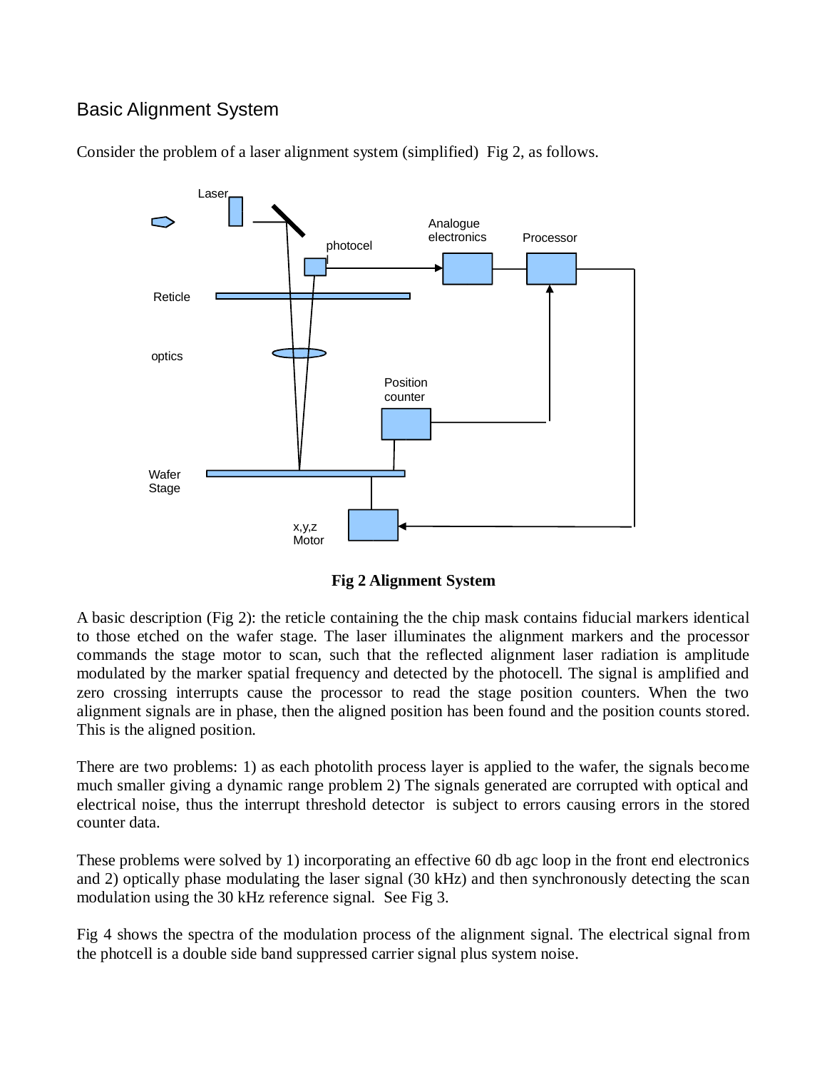## Basic Alignment System

Consider the problem of a laser alignment system (simplified) Fig 2, as follows.

**Fig 2 Alignment System**

A basic description (Fig 2): the reticle containing the the chip mask contains fiducial markers identical to those etched on the wafer stage. The laser illuminates the alignment markers and the processor commands the stage motor to scan, such that the reflected alignment laser radiation is amplitude modulated by the marker spatial frequency and detected by the photocell. The signal is amplified and zero crossing interrupts cause the processor to read the stage position counters. When the two alignment signals are in phase, then the aligned position has been found and the position counts stored. This is the aligned position.

There are two problems: 1) as each photolith process layer is applied to the wafer, the signals become much smaller giving a dynamic range problem 2) The signals generated are corrupted with optical and electrical noise, thus the interrupt threshold detector is subject to errors causing errors in the stored counter data.

These problems were solved by 1) incorporating an effective 60 db agc loop in the front end electronics and 2) optically phase modulating the laser signal (30 kHz) and then synchronously detecting the scan modulation using the 30 kHz reference signal. See Fig 3.

Fig 4 shows the spectra of the modulation process of the alignment signal. The electrical signal from the photcell is a double side band suppressed carrier signal plus system noise.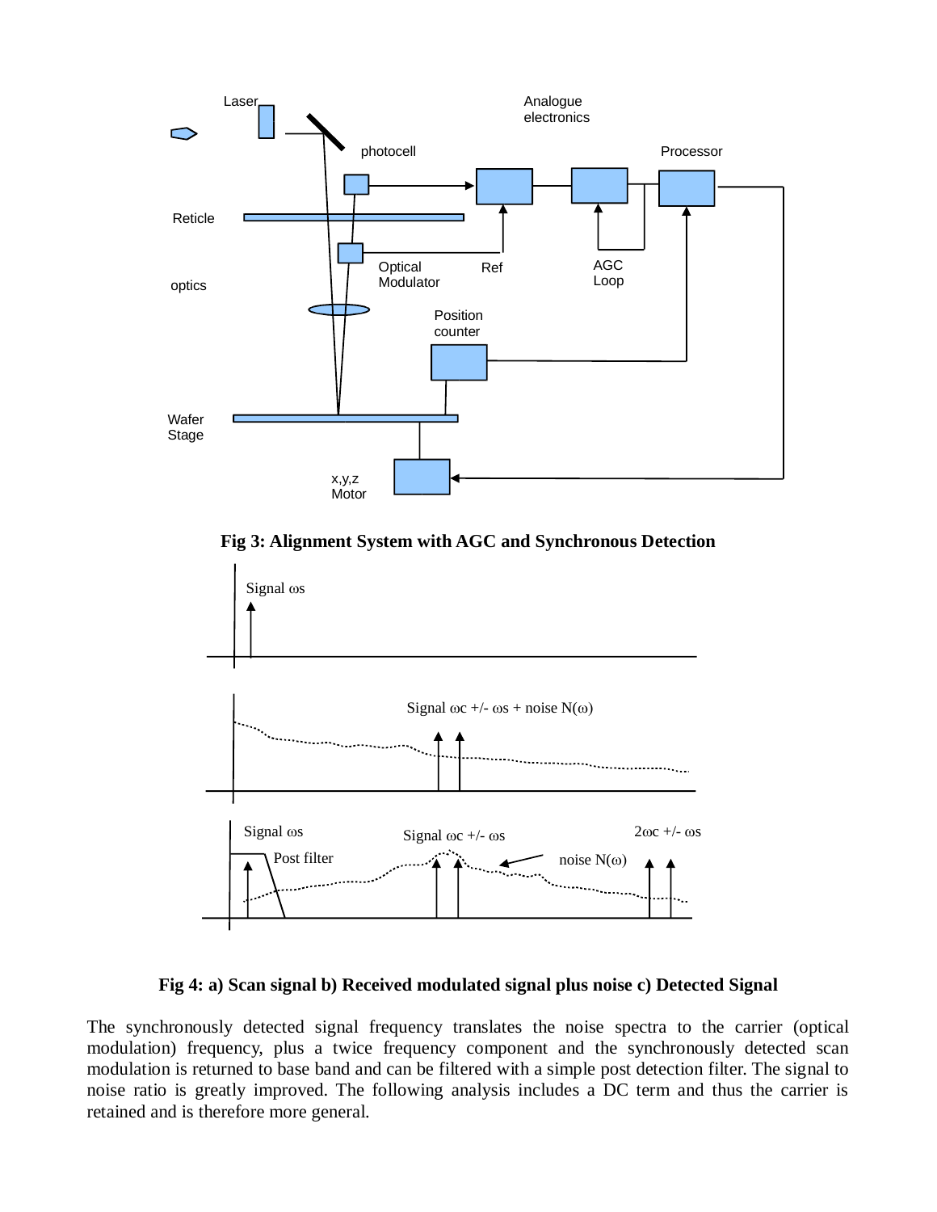**Fig 3: Alignment System with AGC and Synchronous Detection**

**Fig 4: a) Scan signal b) Received modulated signal plus noise c) Detected Signal**

The synchronously detected signal frequency translates the noise spectra to the carrier (optical modulation) frequency, plus a twice frequency component and the synchronously detected scan modulation is returned to base band and can be filtered with a simple post detection filter. The signal to noise ratio is greatly improved. The following analysis includes a DC term and thus the carrier is retained and is therefore more general.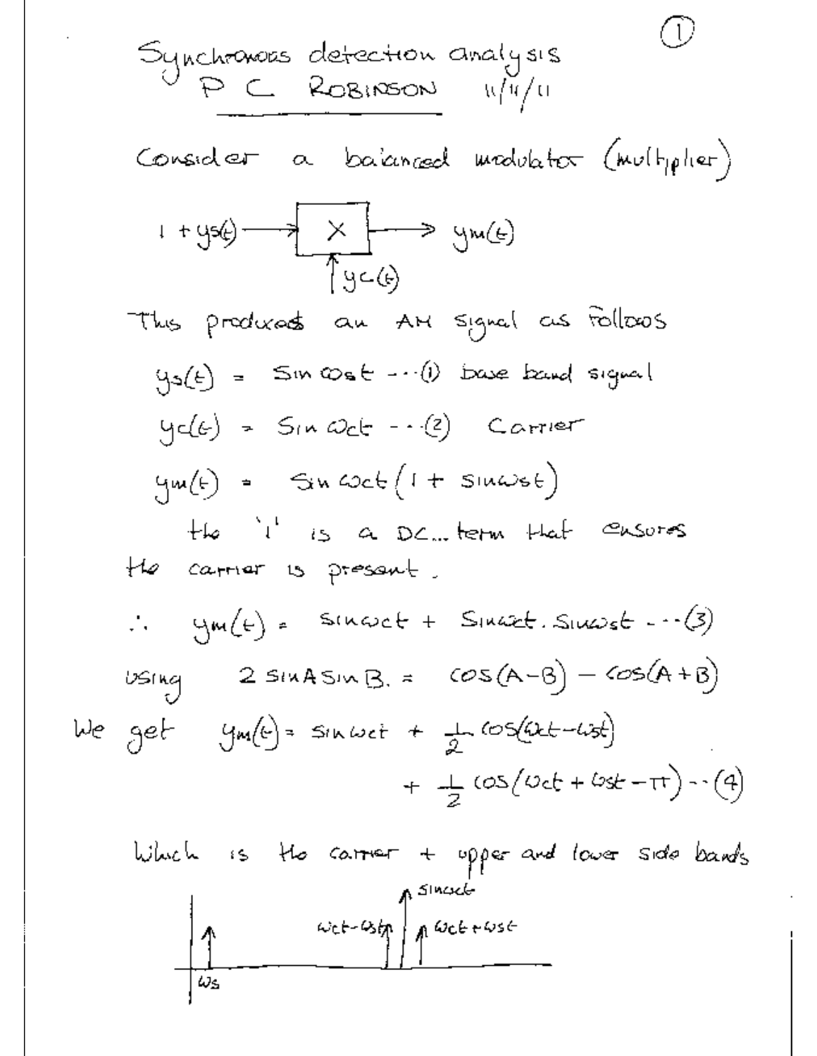# Synchronous detection analysis

P C ROBINSON 11/11/11

Consider a balanced modulator (multiplier)

$$1 + y_s(t) \longrightarrow \boxed{\times} \longrightarrow y_m(t)$$

with $y_c(t)$ as the second input to the multiplier.

This produces an AM signal as follows

$$y_s(t) = \sin \omega_s t \quad \cdots (1) \text{ base band signal}$$

$$y_c(t) = \sin \omega_c t \quad \cdots (2) \text{ Carrier}$$

$$y_m(t) = \sin \omega_c t \left(1 + \sin \omega_s t\right)$$

the '1' is a DC... term that ensures the carrier is present.

$$\therefore \quad y_m(t) = \sin \omega_c t + \sin \omega_c t . \sin \omega_s t \quad \cdots (3)$$

using $\quad 2 \sin A \sin B = \cos(A - B) - \cos(A + B)$

We get

$$y_m(t) = \sin \omega_c t + \frac{1}{2} \cos(\omega_c t - \omega_s t) + \frac{1}{2} \cos(\omega_c t + \omega_s t - \pi) \quad \cdots (4)$$

Which is the carrier + upper and lower side bands

Spectrum sketch: a line at $\omega_s$; lines at $\omega_c t - \omega_s t$, $\sin \omega_c t$ (carrier), and $\omega_c t + \omega_s t$.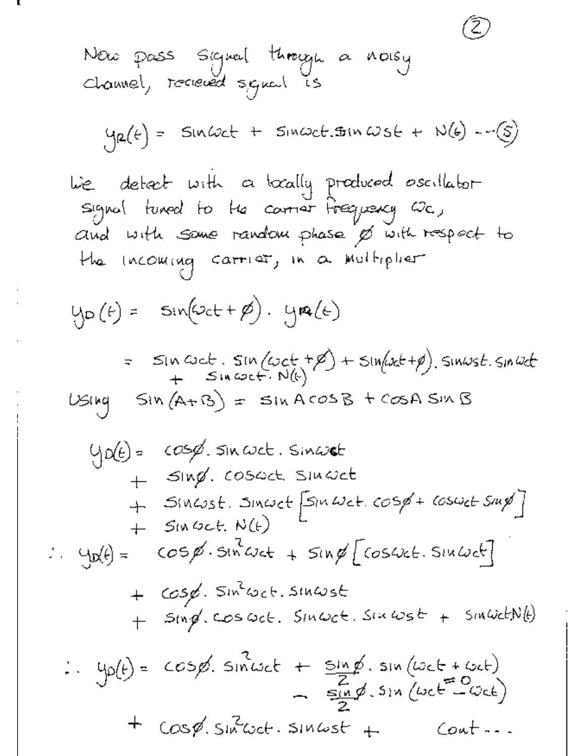Now pass signal through a noisy channel, recieved signal is

$$y_R(t) = \sin\omega_c t + \sin\omega_c t . \sin\omega_s t + N(t) \quad \text{---(5)}$$

We detect with a locally produced oscillator signal tuned to the carrier frequency $\omega_c$, and with some random phase $\phi$ with respect to the incoming carrier, in a multiplier

$$y_D(t) = \sin(\omega_c t + \phi) . y_R(t)$$

$$= \sin\omega_c t . \sin(\omega_c t + \phi) + \sin(\omega_c t + \phi) . \sin\omega_s t . \sin\omega_c t + \sin\omega_c t . N(t)$$

Using $\sin(A+B) = \sin A \cos B + \cos A \sin B$

$$\begin{aligned}
y_D(t) = \; & \cos\phi . \sin\omega_c t . \sin\omega_c t \\
& + \sin\phi . \cos\omega_c t . \sin\omega_c t \\
& + \sin\omega_s t . \sin\omega_c t \left[ \sin\omega_c t . \cos\phi + \cos\omega_c t \sin\phi \right] \\
& + \sin\omega_c t . N(t)
\end{aligned}$$

$$\begin{aligned}
\therefore y_D(t) = \; & \cos\phi . \sin^2\omega_c t + \sin\phi \left[ \cos\omega_c t . \sin\omega_c t \right] \\
& + \cos\phi . \sin^2\omega_c t . \sin\omega_s t \\
& + \sin\phi . \cos\omega_c t . \sin\omega_c t . \sin\omega_s t + \sin\omega_c t N(t)
\end{aligned}$$

$$\begin{aligned}
\therefore y_D(t) = \; & \cos\phi . \sin^2\omega_c t + \frac{\sin\phi}{2} . \sin(\omega_c t + \omega_c t) \\
& - \frac{\sin\phi}{2} . \sin(\underbrace{\omega_c t - \omega_c t}_{=0}) \\
& + \cos\phi . \sin^2\omega_c t . \sin\omega_s t + \quad \text{Cont...}
\end{aligned}$$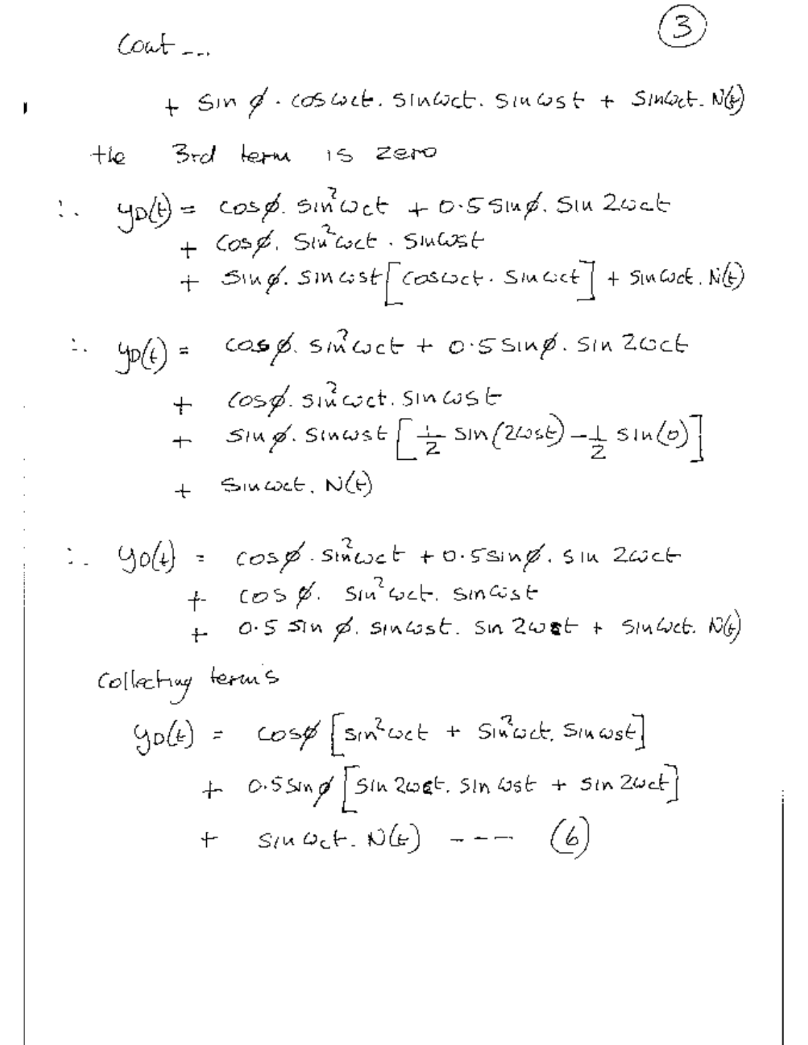Cont ...

$$+ \sin\phi \cdot \cos\omega_c t \cdot \sin\omega_c t \cdot \sin\omega_s t + \sin\omega_c t \cdot N(t)$$

the 3rd term is zero

$$\therefore \; y_D(t) = \cos\phi \cdot \sin^2\omega_c t + 0.5\sin\phi \cdot \sin 2\omega_c t$$
$$+ \cos\phi \cdot \sin^2\omega_c t \cdot \sin\omega_s t$$
$$+ \sin\phi \cdot \sin\omega_s t \left[\cos\omega_c t \cdot \sin\omega_c t\right] + \sin\omega_c t \cdot N(t)$$

$$\therefore \; y_D(t) = \cos\phi \cdot \sin^2\omega_c t + 0.5\sin\phi \cdot \sin 2\omega_c t$$
$$+ \cos\phi \cdot \sin^2\omega_c t \cdot \sin\omega_s t$$
$$+ \sin\phi \cdot \sin\omega_s t \left[\tfrac{1}{2}\sin(2\omega_s t) - \tfrac{1}{2}\sin(0)\right]$$
$$+ \sin\omega_c t \cdot N(t)$$

$$\therefore \; y_D(t) = \cos\phi \cdot \sin^2\omega_c t + 0.5\sin\phi \cdot \sin 2\omega_c t$$
$$+ \cos\phi \cdot \sin^2\omega_c t \cdot \sin\omega_s t$$
$$+ 0.5\sin\phi \cdot \sin\omega_s t \cdot \sin 2\omega_c t + \sin\omega_c t \cdot N(t)$$

Collecting terms

$$y_D(t) = \cos\phi\left[\sin^2\omega_c t + \sin^2\omega_c t \cdot \sin\omega_s t\right]$$
$$+ 0.5\sin\phi\left[\sin 2\omega_c t \cdot \sin\omega_s t + \sin 2\omega_c t\right]$$
$$+ \sin\omega_c t \cdot N(t) \quad --- \quad (6)$$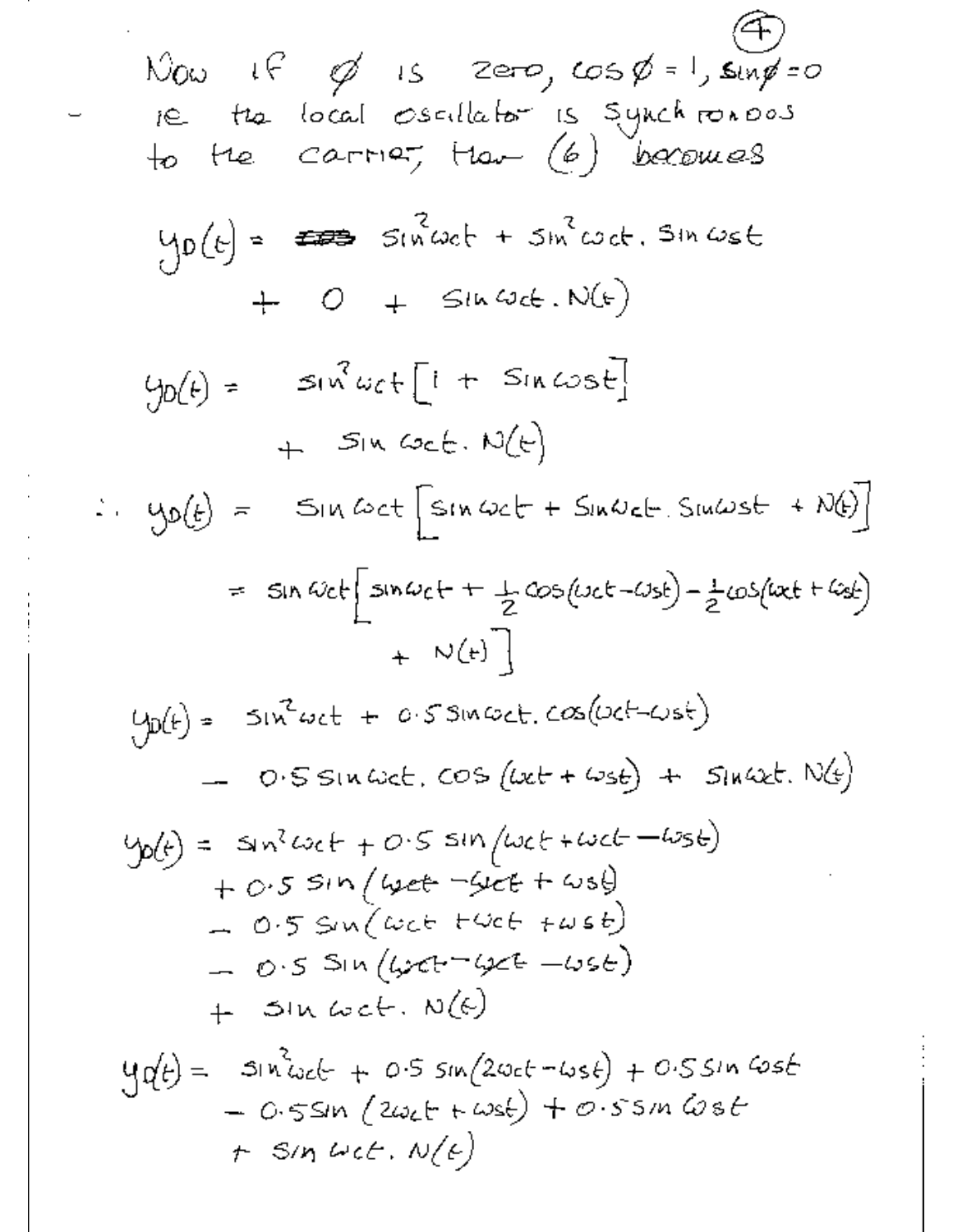Now if $\phi$ is zero, $\cos\phi = 1$, $\sin\phi = 0$ ie the local oscillator is synchronous to the carrier, then (6) becomes

$$y_D(t) = \sin^2\omega_c t + \sin^2\omega_c t \cdot \sin\omega_s t + 0 + \sin\omega_c t \cdot N(t)$$

$$y_D(t) = \sin^2\omega_c t\left[1 + \sin\omega_s t\right] + \sin\omega_c t \cdot N(t)$$

$$\therefore\ y_D(t) = \sin\omega_c t\left[\sin\omega_c t + \sin\omega_c t \cdot \sin\omega_s t + N(t)\right]$$

$$= \sin\omega_c t\left[\sin\omega_c t + \tfrac{1}{2}\cos(\omega_c t - \omega_s t) - \tfrac{1}{2}\cos(\omega_c t + \omega_s t) + N(t)\right]$$

$$y_D(t) = \sin^2\omega_c t + 0.5\sin\omega_c t \cdot \cos(\omega_c t - \omega_s t) - 0.5\sin\omega_c t \cdot \cos(\omega_c t + \omega_s t) + \sin\omega_c t \cdot N(t)$$

$$\begin{aligned} y_D(t) = {} & \sin^2\omega_c t + 0.5\sin(\omega_c t + \omega_c t - \omega_s t) \\ & + 0.5\sin(\omega_c t - \omega_c t + \omega_s t) \\ & - 0.5\sin(\omega_c t + \omega_c t + \omega_s t) \\ & - 0.5\sin(\omega_c t - \omega_c t - \omega_s t) \\ & + \sin\omega_c t \cdot N(t) \end{aligned}$$

$$\begin{aligned} y_D(t) = {} & \sin^2\omega_c t + 0.5\sin(2\omega_c t - \omega_s t) + 0.5\sin\omega_s t \\ & - 0.5\sin(2\omega_c t + \omega_s t) + 0.5\sin\omega_s t \\ & + \sin\omega_c t \cdot N(t) \end{aligned}$$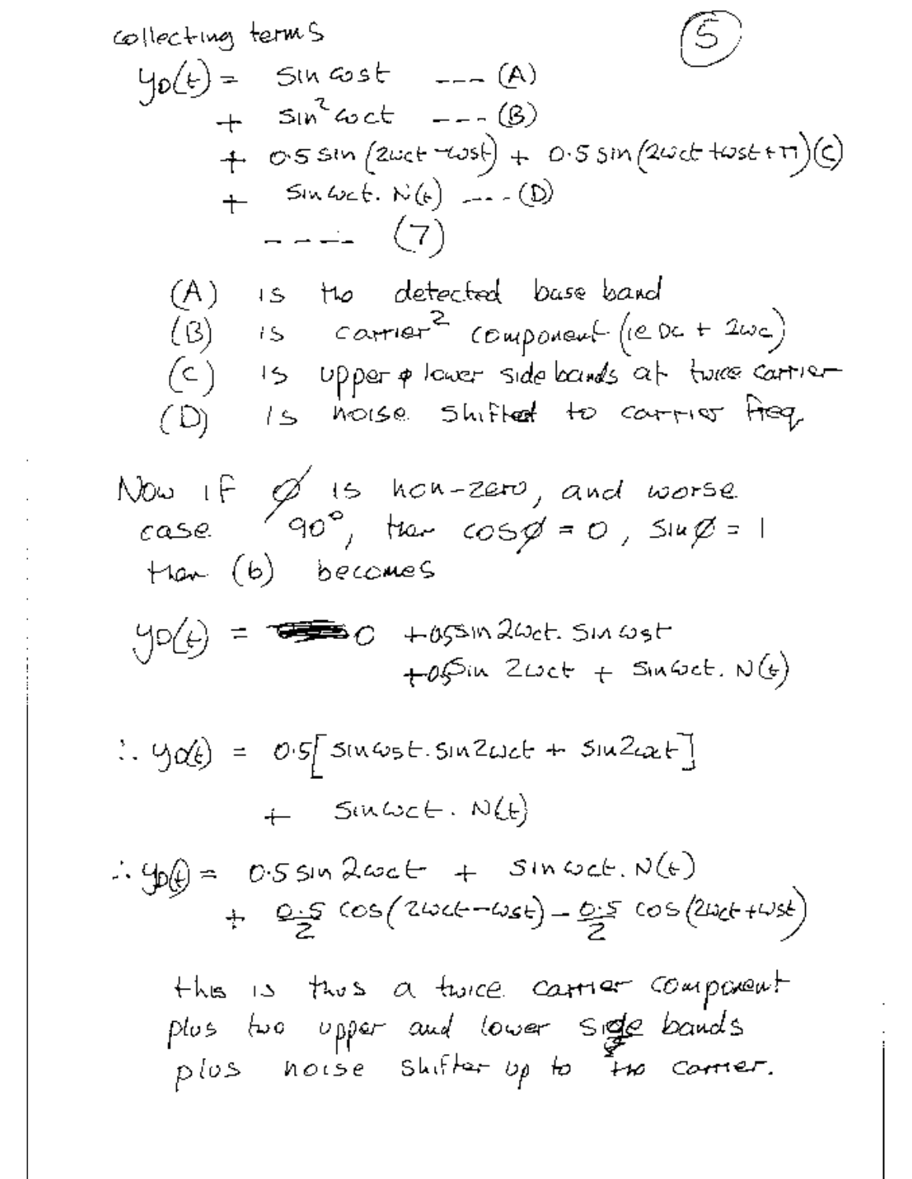collecting terms

$$y_D(t) = \sin \omega_s t \quad \text{--- (A)}$$
$$+ \sin^2 \omega_c t \quad \text{--- (B)}$$
$$+ 0.5 \sin(2\omega_c t - \omega_s t) + 0.5 \sin(2\omega_c t + \omega_s t + \pi) \quad \text{(C)}$$
$$+ \sin \omega_c t . N(t) \quad \text{--- (D)}$$
$$\text{--- (7)}$$

(A) is the detected base band

(B) is carrier$^2$ component (ie DC + $2\omega_c$)

(C) is upper & lower side bands at twice carrier

(D) is noise shifted to carrier freq

Now if $\phi$ is non-zero, and worse case $90°$, then $\cos\phi = 0$, $\sin\phi = 1$ then (6) becomes

$$y_D(t) = 0 + 0.5 \sin 2\omega_c t . \sin \omega_s t + 0.5 \sin 2\omega_c t + \sin \omega_c t . N(t)$$

$$\therefore y_D(t) = 0.5 \left[ \sin \omega_s t . \sin 2\omega_c t + \sin 2\omega_c t \right] + \sin \omega_c t . N(t)$$

$$\therefore y_D(t) = 0.5 \sin 2\omega_c t + \sin \omega_c t . N(t) + \frac{0.5}{2} \cos(2\omega_c t - \omega_s t) - \frac{0.5}{2} \cos(2\omega_c t + \omega_s t)$$

this is thus a twice carrier component plus two upper and lower side bands plus noise shifted up to the carrier.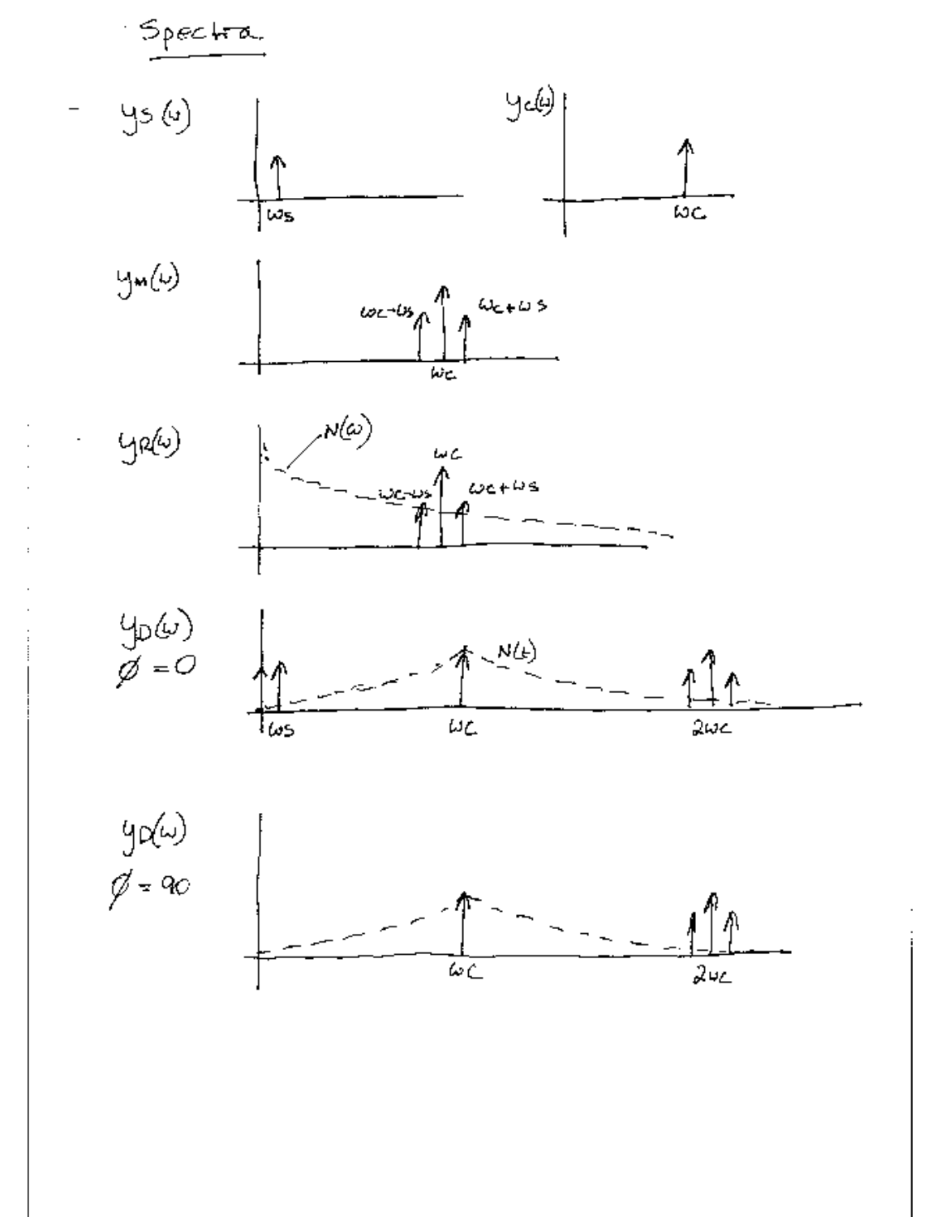## Spectra

$y_s(\omega)$ — $\omega_s$

$y_c(\omega)$ — $\omega_c$

$y_m(\omega)$ — $\omega_c - \omega_s$, $\omega_c$, $\omega_c + \omega_s$

$y_R(\omega)$ — $N(\omega)$, $\omega_c - \omega_s$, $\omega_c$, $\omega_c + \omega_s$

$y_D(\omega)$, $\phi = 0$ — $N(t)$, $\omega_s$, $\omega_c$, $2\omega_c$

$y_D(\omega)$, $\phi = 90$ — $\omega_c$, $2\omega_c$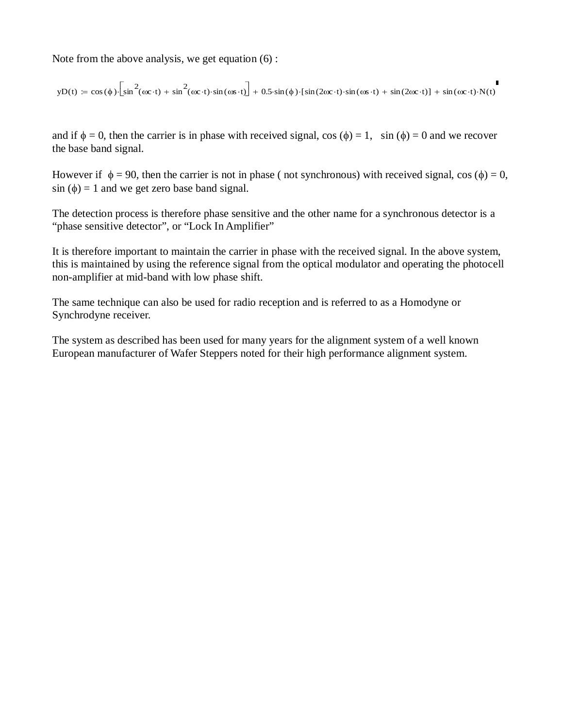Note from the above analysis, we get equation (6) :

$$yD(t) := \cos(\phi)\cdot\left[\sin^2(\omega c\cdot t) + \sin^2(\omega c\cdot t)\cdot\sin(\omega s\cdot t)\right] + 0.5\cdot\sin(\phi)\cdot[\sin(2\omega c\cdot t)\cdot\sin(\omega s\cdot t) + \sin(2\omega c\cdot t)] + \sin(\omega c\cdot t)\cdot N(t)$$

and if $\phi = 0$, then the carrier is in phase with received signal, $\cos(\phi) = 1$, $\sin(\phi) = 0$ and we recover the base band signal.

However if $\phi = 90$, then the carrier is not in phase ( not synchronous) with received signal, $\cos(\phi) = 0$, $\sin(\phi) = 1$ and we get zero base band signal.

The detection process is therefore phase sensitive and the other name for a synchronous detector is a “phase sensitive detector”, or “Lock In Amplifier”

It is therefore important to maintain the carrier in phase with the received signal. In the above system, this is maintained by using the reference signal from the optical modulator and operating the photocell non-amplifier at mid-band with low phase shift.

The same technique can also be used for radio reception and is referred to as a Homodyne or Synchrodyne receiver.

The system as described has been used for many years for the alignment system of a well known European manufacturer of Wafer Steppers noted for their high performance alignment system.